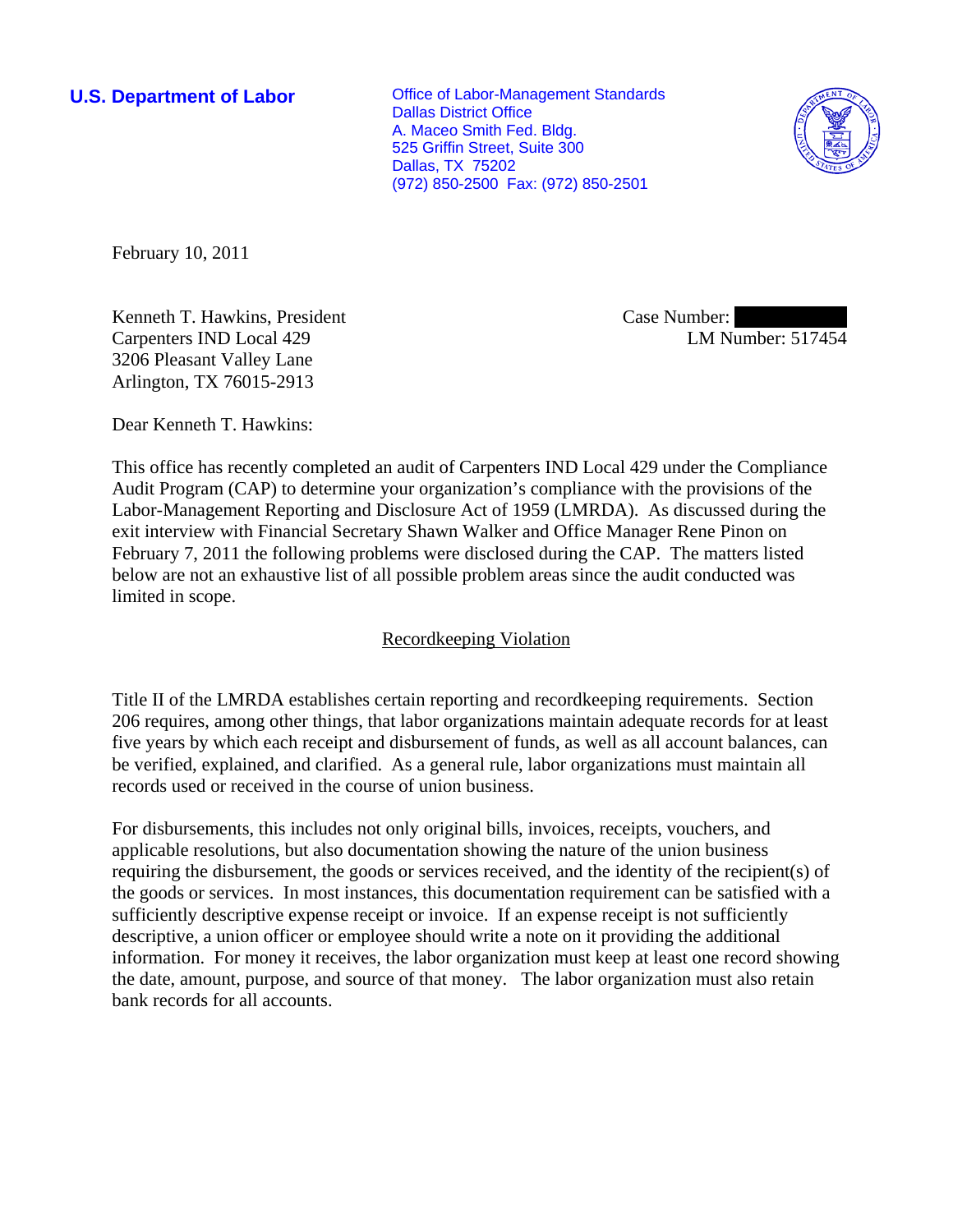**U.S. Department of Labor**

Office of Labor-Management Standards
Dallas District Office
A. Maceo Smith Fed. Bldg.
525 Griffin Street, Suite 300
Dallas, TX 75202
(972) 850-2500 Fax: (972) 850-2501

February 10, 2011

Kenneth T. Hawkins, President
Carpenters IND Local 429
3206 Pleasant Valley Lane
Arlington, TX 76015-2913

Case Number:
LM Number: 517454

Dear Kenneth T. Hawkins:

This office has recently completed an audit of Carpenters IND Local 429 under the Compliance Audit Program (CAP) to determine your organization's compliance with the provisions of the Labor-Management Reporting and Disclosure Act of 1959 (LMRDA). As discussed during the exit interview with Financial Secretary Shawn Walker and Office Manager Rene Pinon on February 7, 2011 the following problems were disclosed during the CAP. The matters listed below are not an exhaustive list of all possible problem areas since the audit conducted was limited in scope.

## Recordkeeping Violation

Title II of the LMRDA establishes certain reporting and recordkeeping requirements. Section 206 requires, among other things, that labor organizations maintain adequate records for at least five years by which each receipt and disbursement of funds, as well as all account balances, can be verified, explained, and clarified. As a general rule, labor organizations must maintain all records used or received in the course of union business.

For disbursements, this includes not only original bills, invoices, receipts, vouchers, and applicable resolutions, but also documentation showing the nature of the union business requiring the disbursement, the goods or services received, and the identity of the recipient(s) of the goods or services. In most instances, this documentation requirement can be satisfied with a sufficiently descriptive expense receipt or invoice. If an expense receipt is not sufficiently descriptive, a union officer or employee should write a note on it providing the additional information. For money it receives, the labor organization must keep at least one record showing the date, amount, purpose, and source of that money. The labor organization must also retain bank records for all accounts.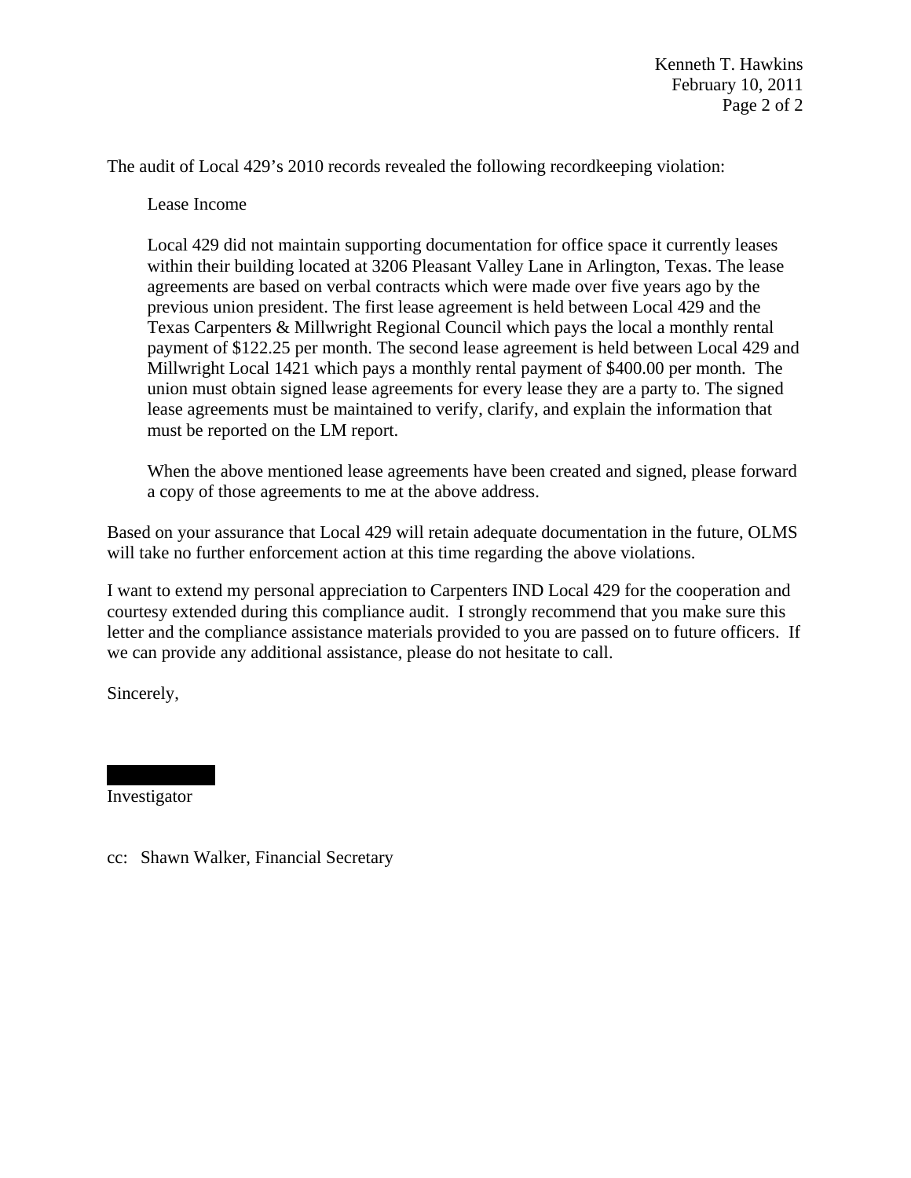The audit of Local 429's 2010 records revealed the following recordkeeping violation:

Lease Income

Local 429 did not maintain supporting documentation for office space it currently leases within their building located at 3206 Pleasant Valley Lane in Arlington, Texas. The lease agreements are based on verbal contracts which were made over five years ago by the previous union president. The first lease agreement is held between Local 429 and the Texas Carpenters & Millwright Regional Council which pays the local a monthly rental payment of $122.25 per month. The second lease agreement is held between Local 429 and Millwright Local 1421 which pays a monthly rental payment of $400.00 per month. The union must obtain signed lease agreements for every lease they are a party to. The signed lease agreements must be maintained to verify, clarify, and explain the information that must be reported on the LM report.

When the above mentioned lease agreements have been created and signed, please forward a copy of those agreements to me at the above address.

Based on your assurance that Local 429 will retain adequate documentation in the future, OLMS will take no further enforcement action at this time regarding the above violations.

I want to extend my personal appreciation to Carpenters IND Local 429 for the cooperation and courtesy extended during this compliance audit. I strongly recommend that you make sure this letter and the compliance assistance materials provided to you are passed on to future officers. If we can provide any additional assistance, please do not hesitate to call.

Sincerely,

Investigator

cc: Shawn Walker, Financial Secretary